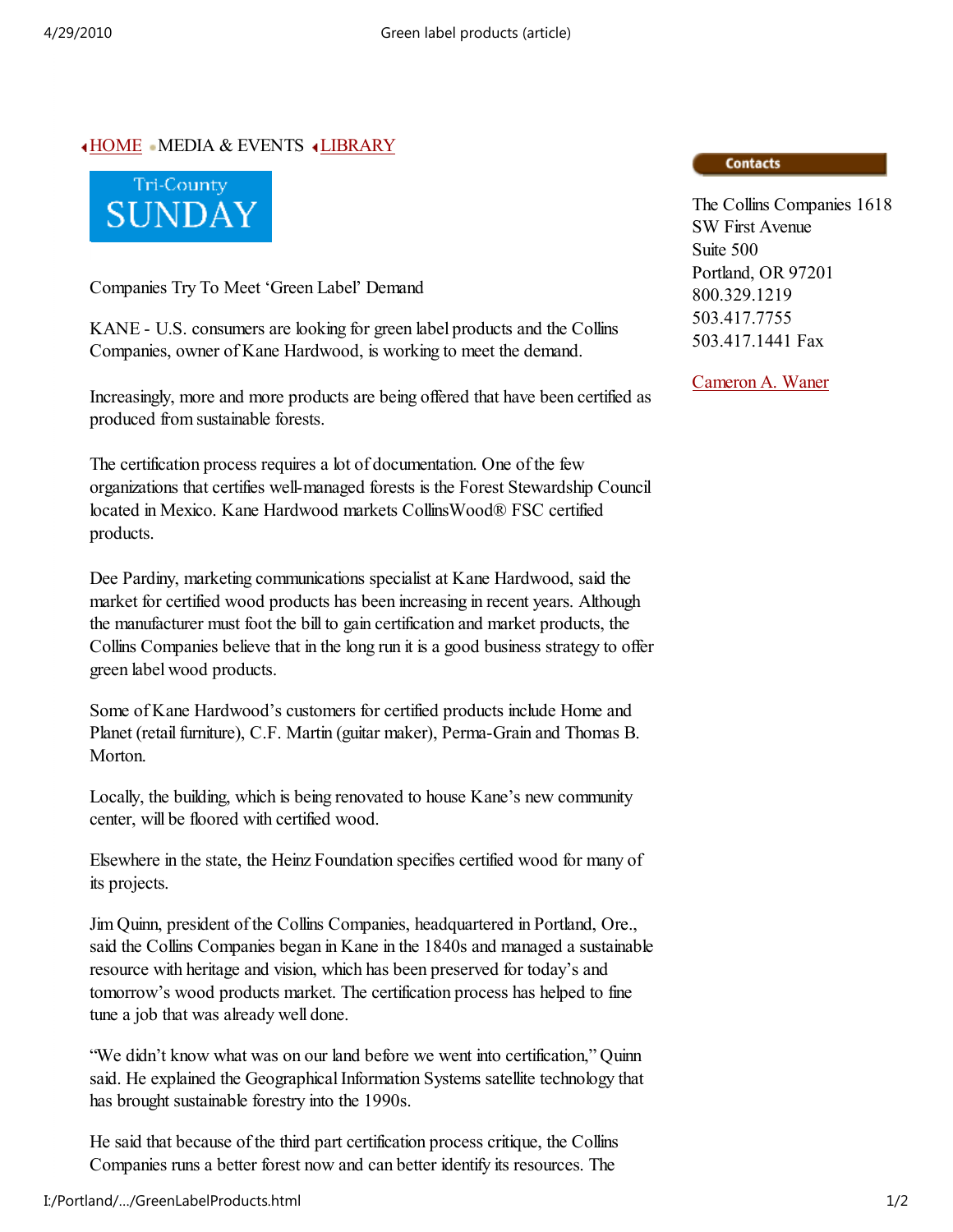HOME MEDIA & EVENTS LIBRARY

Tri-County

SUNDAY

Companies Try To Meet 'Green Label' Demand

KANE - U.S. consumers are looking for green label products and the Collins Companies, owner of Kane Hardwood, is working to meet the demand.

Increasingly, more and more products are being offered that have been certified as produced from sustainable forests.

The certification process requires a lot of documentation. One of the few organizations that certifies well-managed forests is the Forest Stewardship Council located in Mexico. Kane Hardwood markets CollinsWood® FSC certified products.

Dee Pardiny, marketing communications specialist at Kane Hardwood, said the market for certified wood products has been increasing in recent years. Although the manufacturer must foot the bill to gain certification and market products, the Collins Companies believe that in the long run it is a good business strategy to offer green label wood products.

Some of Kane Hardwood's customers for certified products include Home and Planet (retail furniture), C.F. Martin (guitar maker), Perma-Grain and Thomas B. Morton.

Locally, the building, which is being renovated to house Kane's new community center, will be floored with certified wood.

Elsewhere in the state, the Heinz Foundation specifies certified wood for many of its projects.

Jim Quinn, president of the Collins Companies, headquartered in Portland, Ore., said the Collins Companies began in Kane in the 1840s and managed a sustainable resource with heritage and vision, which has been preserved for today's and tomorrow's wood products market. The certification process has helped to fine tune a job that was already well done.

"We didn't know what was on our land before we went into certification," Quinn said. He explained the Geographical Information Systems satellite technology that has brought sustainable forestry into the 1990s.

He said that because of the third part certification process critique, the Collins Companies runs a better forest now and can better identify its resources. The

**Contacts**

The Collins Companies 1618 SW First Avenue
Suite 500
Portland, OR 97201
800.329.1219
503.417.7755
503.417.1441 Fax

Cameron A. Waner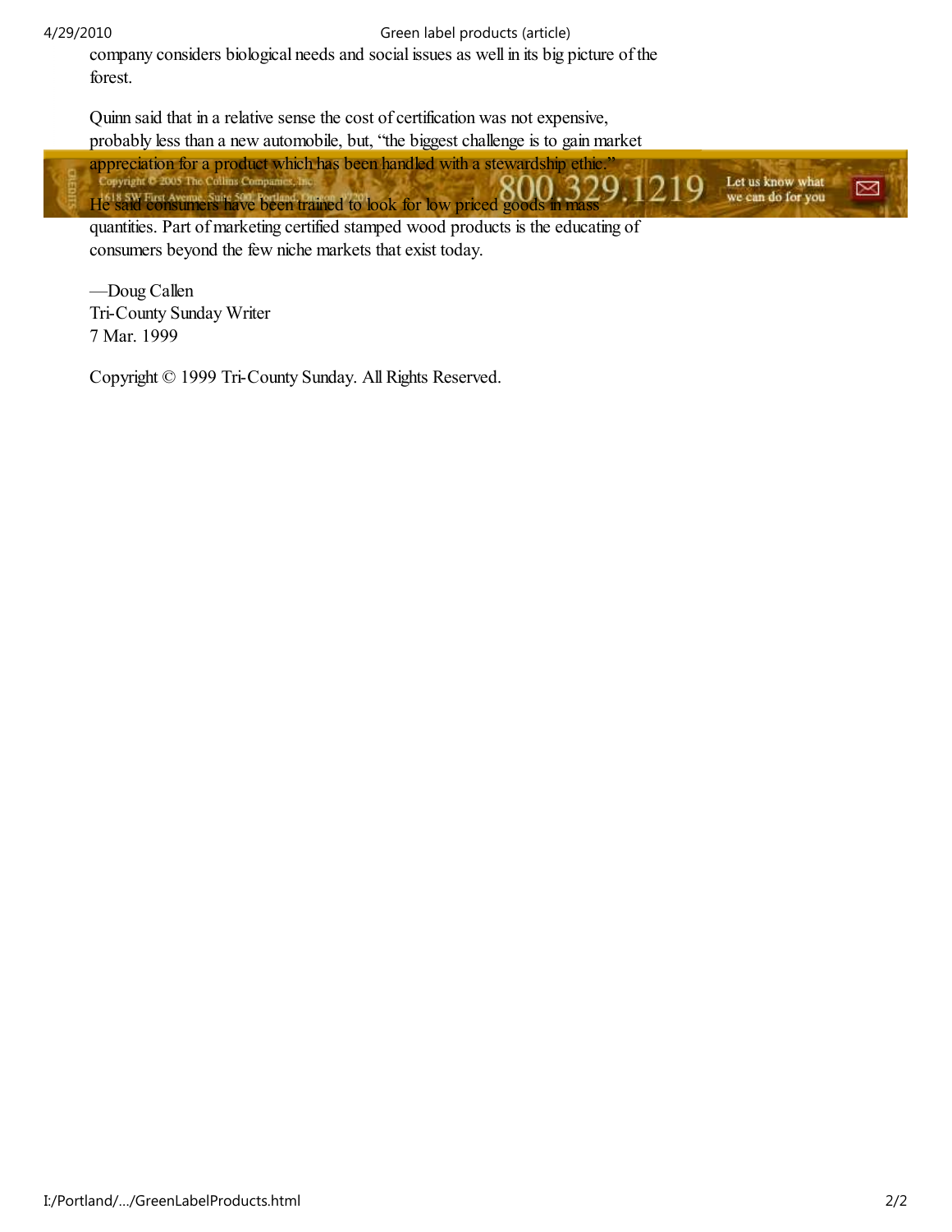company considers biological needs and social issues as well in its big picture of the forest.

Quinn said that in a relative sense the cost of certification was not expensive, probably less than a new automobile, but, "the biggest challenge is to gain market appreciation for a product which has been handled with a stewardship ethic."

Copyright © 2005 The Collins Companies, Inc.
1618 SW First Avenue, Suite 500, Portland, Oregon 97201

800.329.1219 Let us know what we can do for you

He said consumers have been trained to look for low priced goods in mass quantities. Part of marketing certified stamped wood products is the educating of consumers beyond the few niche markets that exist today.

—Doug Callen
Tri-County Sunday Writer
7 Mar. 1999

Copyright © 1999 Tri-County Sunday. All Rights Reserved.